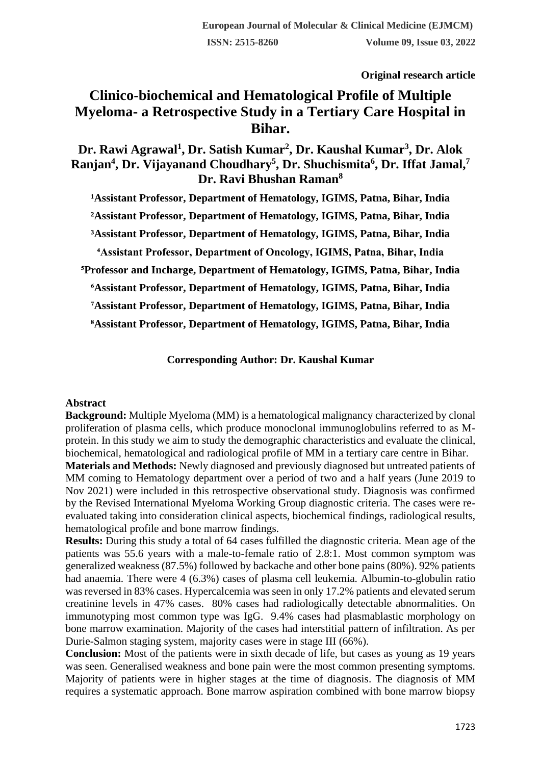**Original research article**

# Clinico-biochemical and Hematological Profile of Multiple Myeloma- a Retrospective Study in a Tertiary Care Hospital in Bihar.

**Dr. Rawi Agrawal[1], Dr. Satish Kumar[2], Dr. Kaushal Kumar[3], Dr. Alok Ranjan[4], Dr. Vijayanand Choudhary[5], Dr. Shuchismita[6], Dr. Iffat Jamal,[7] Dr. Ravi Bhushan Raman[8]**

**[1]Assistant Professor, Department of Hematology, IGIMS, Patna, Bihar, India**

**[2]Assistant Professor, Department of Hematology, IGIMS, Patna, Bihar, India**

**[3]Assistant Professor, Department of Hematology, IGIMS, Patna, Bihar, India**

**[4]Assistant Professor, Department of Oncology, IGIMS, Patna, Bihar, India**

**[5]Professor and Incharge, Department of Hematology, IGIMS, Patna, Bihar, India**

**[6]Assistant Professor, Department of Hematology, IGIMS, Patna, Bihar, India**

**[7]Assistant Professor, Department of Hematology, IGIMS, Patna, Bihar, India**

**[8]Assistant Professor, Department of Hematology, IGIMS, Patna, Bihar, India**

**Corresponding Author: Dr. Kaushal Kumar**

## Abstract

**Background:** Multiple Myeloma (MM) is a hematological malignancy characterized by clonal proliferation of plasma cells, which produce monoclonal immunoglobulins referred to as M-protein. In this study we aim to study the demographic characteristics and evaluate the clinical, biochemical, hematological and radiological profile of MM in a tertiary care centre in Bihar.

**Materials and Methods:** Newly diagnosed and previously diagnosed but untreated patients of MM coming to Hematology department over a period of two and a half years (June 2019 to Nov 2021) were included in this retrospective observational study. Diagnosis was confirmed by the Revised International Myeloma Working Group diagnostic criteria. The cases were re-evaluated taking into consideration clinical aspects, biochemical findings, radiological results, hematological profile and bone marrow findings.

**Results:** During this study a total of 64 cases fulfilled the diagnostic criteria. Mean age of the patients was 55.6 years with a male-to-female ratio of 2.8:1. Most common symptom was generalized weakness (87.5%) followed by backache and other bone pains (80%). 92% patients had anaemia. There were 4 (6.3%) cases of plasma cell leukemia. Albumin-to-globulin ratio was reversed in 83% cases. Hypercalcemia was seen in only 17.2% patients and elevated serum creatinine levels in 47% cases. 80% cases had radiologically detectable abnormalities. On immunotyping most common type was IgG. 9.4% cases had plasmablastic morphology on bone marrow examination. Majority of the cases had interstitial pattern of infiltration. As per Durie-Salmon staging system, majority cases were in stage III (66%).

**Conclusion:** Most of the patients were in sixth decade of life, but cases as young as 19 years was seen. Generalised weakness and bone pain were the most common presenting symptoms. Majority of patients were in higher stages at the time of diagnosis. The diagnosis of MM requires a systematic approach. Bone marrow aspiration combined with bone marrow biopsy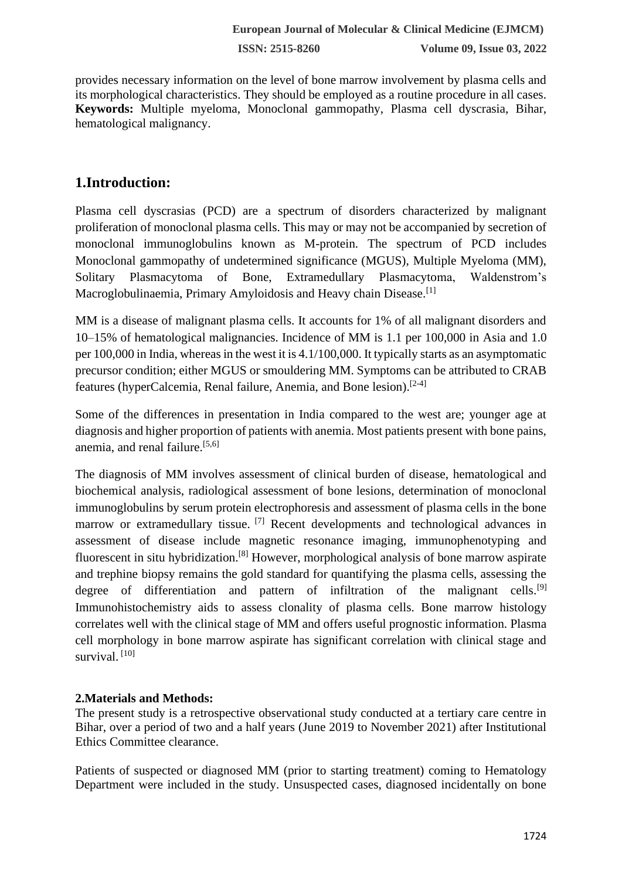provides necessary information on the level of bone marrow involvement by plasma cells and its morphological characteristics. They should be employed as a routine procedure in all cases.
**Keywords:** Multiple myeloma, Monoclonal gammopathy, Plasma cell dyscrasia, Bihar, hematological malignancy.

## 1.Introduction:

Plasma cell dyscrasias (PCD) are a spectrum of disorders characterized by malignant proliferation of monoclonal plasma cells. This may or may not be accompanied by secretion of monoclonal immunoglobulins known as M-protein. The spectrum of PCD includes Monoclonal gammopathy of undetermined significance (MGUS), Multiple Myeloma (MM), Solitary Plasmacytoma of Bone, Extramedullary Plasmacytoma, Waldenstrom's Macroglobulinaemia, Primary Amyloidosis and Heavy chain Disease.[1]

MM is a disease of malignant plasma cells. It accounts for 1% of all malignant disorders and 10–15% of hematological malignancies. Incidence of MM is 1.1 per 100,000 in Asia and 1.0 per 100,000 in India, whereas in the west it is 4.1/100,000. It typically starts as an asymptomatic precursor condition; either MGUS or smouldering MM. Symptoms can be attributed to CRAB features (hyperCalcemia, Renal failure, Anemia, and Bone lesion).[2-4]

Some of the differences in presentation in India compared to the west are; younger age at diagnosis and higher proportion of patients with anemia. Most patients present with bone pains, anemia, and renal failure.[5,6]

The diagnosis of MM involves assessment of clinical burden of disease, hematological and biochemical analysis, radiological assessment of bone lesions, determination of monoclonal immunoglobulins by serum protein electrophoresis and assessment of plasma cells in the bone marrow or extramedullary tissue. [7] Recent developments and technological advances in assessment of disease include magnetic resonance imaging, immunophenotyping and fluorescent in situ hybridization.[8] However, morphological analysis of bone marrow aspirate and trephine biopsy remains the gold standard for quantifying the plasma cells, assessing the degree of differentiation and pattern of infiltration of the malignant cells.[9] Immunohistochemistry aids to assess clonality of plasma cells. Bone marrow histology correlates well with the clinical stage of MM and offers useful prognostic information. Plasma cell morphology in bone marrow aspirate has significant correlation with clinical stage and survival. [10]

### 2.Materials and Methods:

The present study is a retrospective observational study conducted at a tertiary care centre in Bihar, over a period of two and a half years (June 2019 to November 2021) after Institutional Ethics Committee clearance.

Patients of suspected or diagnosed MM (prior to starting treatment) coming to Hematology Department were included in the study. Unsuspected cases, diagnosed incidentally on bone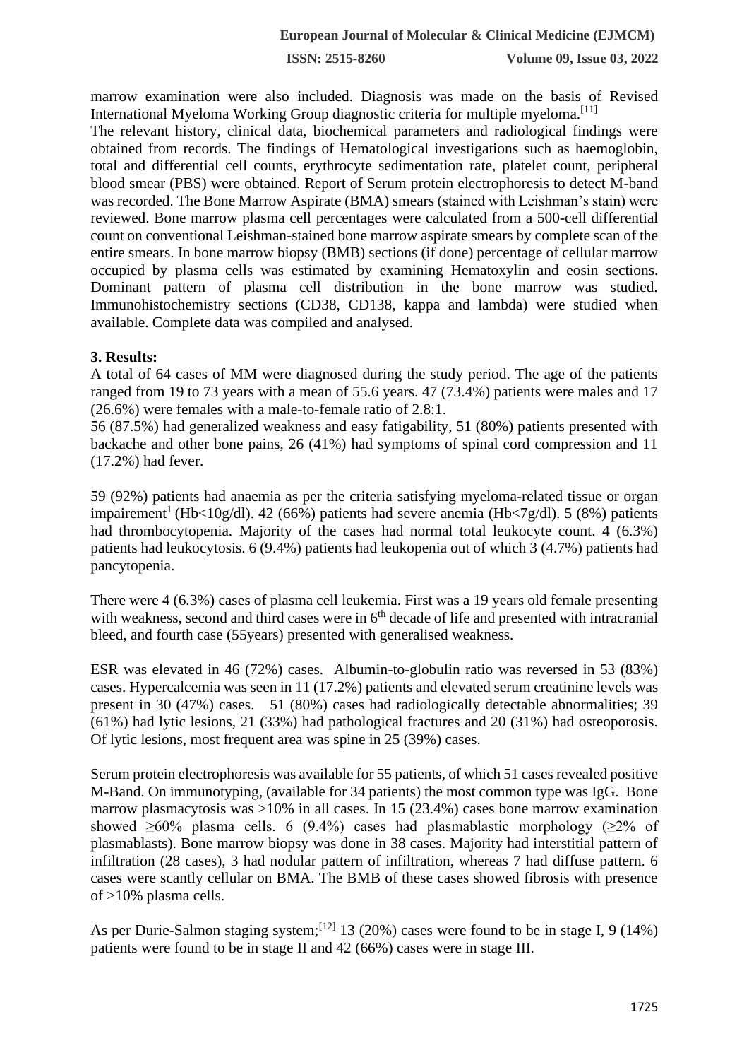marrow examination were also included. Diagnosis was made on the basis of Revised International Myeloma Working Group diagnostic criteria for multiple myeloma.[11]

The relevant history, clinical data, biochemical parameters and radiological findings were obtained from records. The findings of Hematological investigations such as haemoglobin, total and differential cell counts, erythrocyte sedimentation rate, platelet count, peripheral blood smear (PBS) were obtained. Report of Serum protein electrophoresis to detect M-band was recorded. The Bone Marrow Aspirate (BMA) smears (stained with Leishman's stain) were reviewed. Bone marrow plasma cell percentages were calculated from a 500-cell differential count on conventional Leishman-stained bone marrow aspirate smears by complete scan of the entire smears. In bone marrow biopsy (BMB) sections (if done) percentage of cellular marrow occupied by plasma cells was estimated by examining Hematoxylin and eosin sections. Dominant pattern of plasma cell distribution in the bone marrow was studied. Immunohistochemistry sections (CD38, CD138, kappa and lambda) were studied when available. Complete data was compiled and analysed.

**3. Results:**

A total of 64 cases of MM were diagnosed during the study period. The age of the patients ranged from 19 to 73 years with a mean of 55.6 years. 47 (73.4%) patients were males and 17 (26.6%) were females with a male-to-female ratio of 2.8:1.

56 (87.5%) had generalized weakness and easy fatigability, 51 (80%) patients presented with backache and other bone pains, 26 (41%) had symptoms of spinal cord compression and 11 (17.2%) had fever.

59 (92%) patients had anaemia as per the criteria satisfying myeloma-related tissue or organ impairement[1] (Hb<10g/dl). 42 (66%) patients had severe anemia (Hb<7g/dl). 5 (8%) patients had thrombocytopenia. Majority of the cases had normal total leukocyte count. 4 (6.3%) patients had leukocytosis. 6 (9.4%) patients had leukopenia out of which 3 (4.7%) patients had pancytopenia.

There were 4 (6.3%) cases of plasma cell leukemia. First was a 19 years old female presenting with weakness, second and third cases were in 6th decade of life and presented with intracranial bleed, and fourth case (55years) presented with generalised weakness.

ESR was elevated in 46 (72%) cases. Albumin-to-globulin ratio was reversed in 53 (83%) cases. Hypercalcemia was seen in 11 (17.2%) patients and elevated serum creatinine levels was present in 30 (47%) cases. 51 (80%) cases had radiologically detectable abnormalities; 39 (61%) had lytic lesions, 21 (33%) had pathological fractures and 20 (31%) had osteoporosis. Of lytic lesions, most frequent area was spine in 25 (39%) cases.

Serum protein electrophoresis was available for 55 patients, of which 51 cases revealed positive M-Band. On immunotyping, (available for 34 patients) the most common type was IgG. Bone marrow plasmacytosis was >10% in all cases. In 15 (23.4%) cases bone marrow examination showed ≥60% plasma cells. 6 (9.4%) cases had plasmablastic morphology (≥2% of plasmablasts). Bone marrow biopsy was done in 38 cases. Majority had interstitial pattern of infiltration (28 cases), 3 had nodular pattern of infiltration, whereas 7 had diffuse pattern. 6 cases were scantly cellular on BMA. The BMB of these cases showed fibrosis with presence of >10% plasma cells.

As per Durie-Salmon staging system;[12] 13 (20%) cases were found to be in stage I, 9 (14%) patients were found to be in stage II and 42 (66%) cases were in stage III.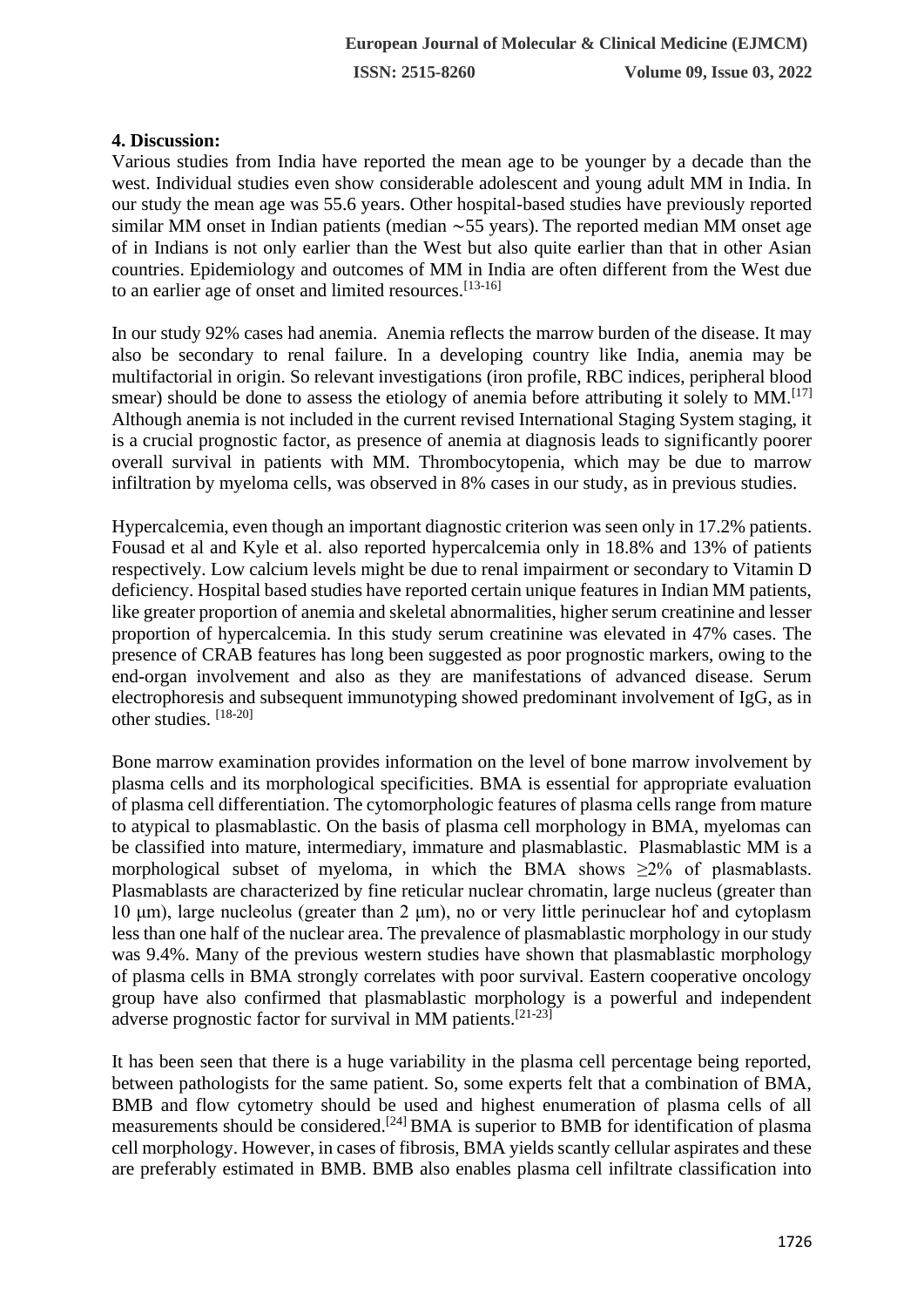**4. Discussion:**

Various studies from India have reported the mean age to be younger by a decade than the west. Individual studies even show considerable adolescent and young adult MM in India. In our study the mean age was 55.6 years. Other hospital-based studies have previously reported similar MM onset in Indian patients (median ∼55 years). The reported median MM onset age of in Indians is not only earlier than the West but also quite earlier than that in other Asian countries. Epidemiology and outcomes of MM in India are often different from the West due to an earlier age of onset and limited resources.[13-16]

In our study 92% cases had anemia. Anemia reflects the marrow burden of the disease. It may also be secondary to renal failure. In a developing country like India, anemia may be multifactorial in origin. So relevant investigations (iron profile, RBC indices, peripheral blood smear) should be done to assess the etiology of anemia before attributing it solely to MM.[17] Although anemia is not included in the current revised International Staging System staging, it is a crucial prognostic factor, as presence of anemia at diagnosis leads to significantly poorer overall survival in patients with MM. Thrombocytopenia, which may be due to marrow infiltration by myeloma cells, was observed in 8% cases in our study, as in previous studies.

Hypercalcemia, even though an important diagnostic criterion was seen only in 17.2% patients. Fousad et al and Kyle et al. also reported hypercalcemia only in 18.8% and 13% of patients respectively. Low calcium levels might be due to renal impairment or secondary to Vitamin D deficiency. Hospital based studies have reported certain unique features in Indian MM patients, like greater proportion of anemia and skeletal abnormalities, higher serum creatinine and lesser proportion of hypercalcemia. In this study serum creatinine was elevated in 47% cases. The presence of CRAB features has long been suggested as poor prognostic markers, owing to the end-organ involvement and also as they are manifestations of advanced disease. Serum electrophoresis and subsequent immunotyping showed predominant involvement of IgG, as in other studies. [18-20]

Bone marrow examination provides information on the level of bone marrow involvement by plasma cells and its morphological specificities. BMA is essential for appropriate evaluation of plasma cell differentiation. The cytomorphologic features of plasma cells range from mature to atypical to plasmablastic. On the basis of plasma cell morphology in BMA, myelomas can be classified into mature, intermediary, immature and plasmablastic. Plasmablastic MM is a morphological subset of myeloma, in which the BMA shows ≥2% of plasmablasts. Plasmablasts are characterized by fine reticular nuclear chromatin, large nucleus (greater than 10 μm), large nucleolus (greater than 2 μm), no or very little perinuclear hof and cytoplasm less than one half of the nuclear area. The prevalence of plasmablastic morphology in our study was 9.4%. Many of the previous western studies have shown that plasmablastic morphology of plasma cells in BMA strongly correlates with poor survival. Eastern cooperative oncology group have also confirmed that plasmablastic morphology is a powerful and independent adverse prognostic factor for survival in MM patients.[21-23]

It has been seen that there is a huge variability in the plasma cell percentage being reported, between pathologists for the same patient. So, some experts felt that a combination of BMA, BMB and flow cytometry should be used and highest enumeration of plasma cells of all measurements should be considered.[24] BMA is superior to BMB for identification of plasma cell morphology. However, in cases of fibrosis, BMA yields scantly cellular aspirates and these are preferably estimated in BMB. BMB also enables plasma cell infiltrate classification into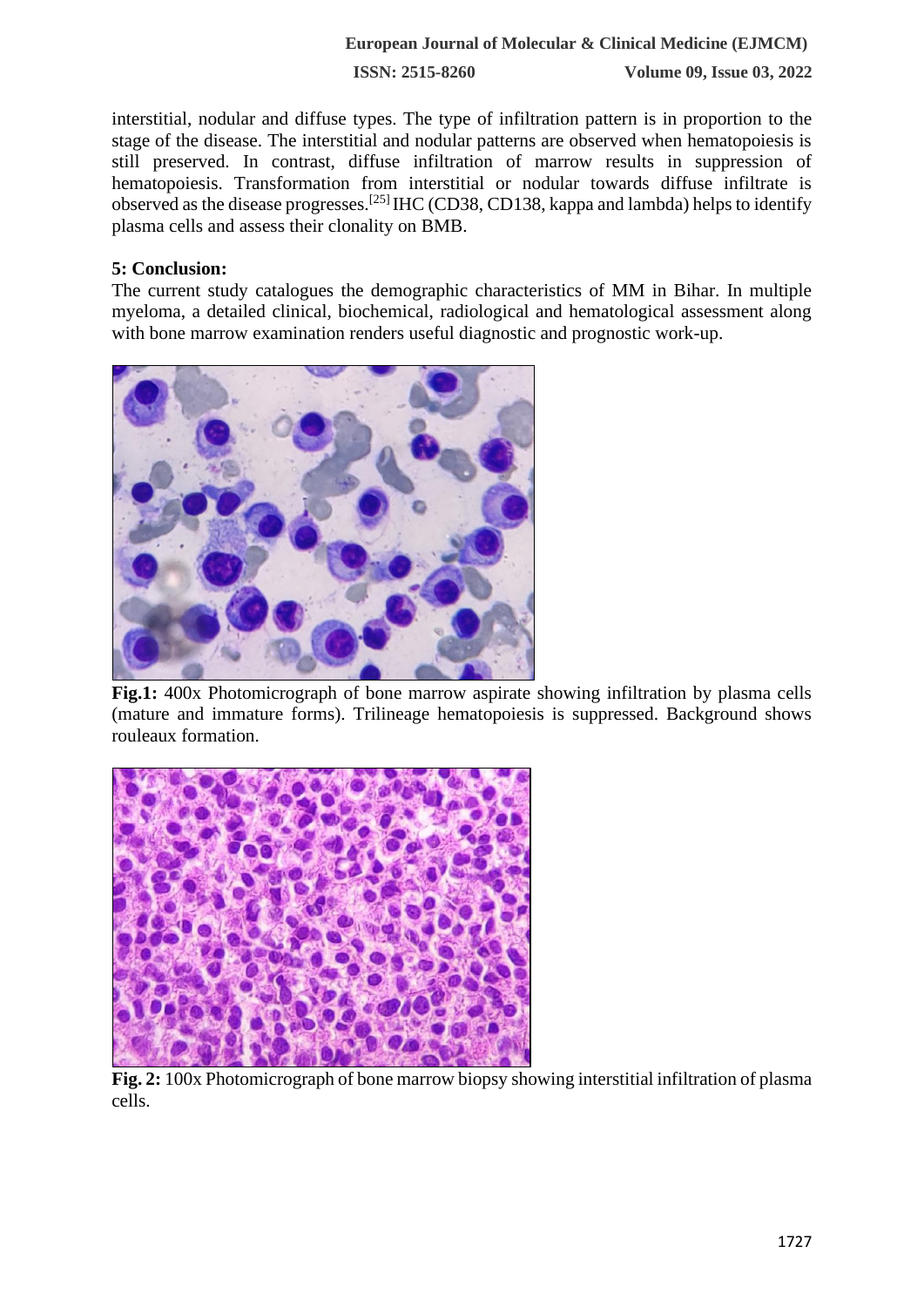interstitial, nodular and diffuse types. The type of infiltration pattern is in proportion to the stage of the disease. The interstitial and nodular patterns are observed when hematopoiesis is still preserved. In contrast, diffuse infiltration of marrow results in suppression of hematopoiesis. Transformation from interstitial or nodular towards diffuse infiltrate is observed as the disease progresses.[25] IHC (CD38, CD138, kappa and lambda) helps to identify plasma cells and assess their clonality on BMB.

## 5: Conclusion:

The current study catalogues the demographic characteristics of MM in Bihar. In multiple myeloma, a detailed clinical, biochemical, radiological and hematological assessment along with bone marrow examination renders useful diagnostic and prognostic work-up.

**Fig.1:** 400x Photomicrograph of bone marrow aspirate showing infiltration by plasma cells (mature and immature forms). Trilineage hematopoiesis is suppressed. Background shows rouleaux formation.

**Fig. 2:** 100x Photomicrograph of bone marrow biopsy showing interstitial infiltration of plasma cells.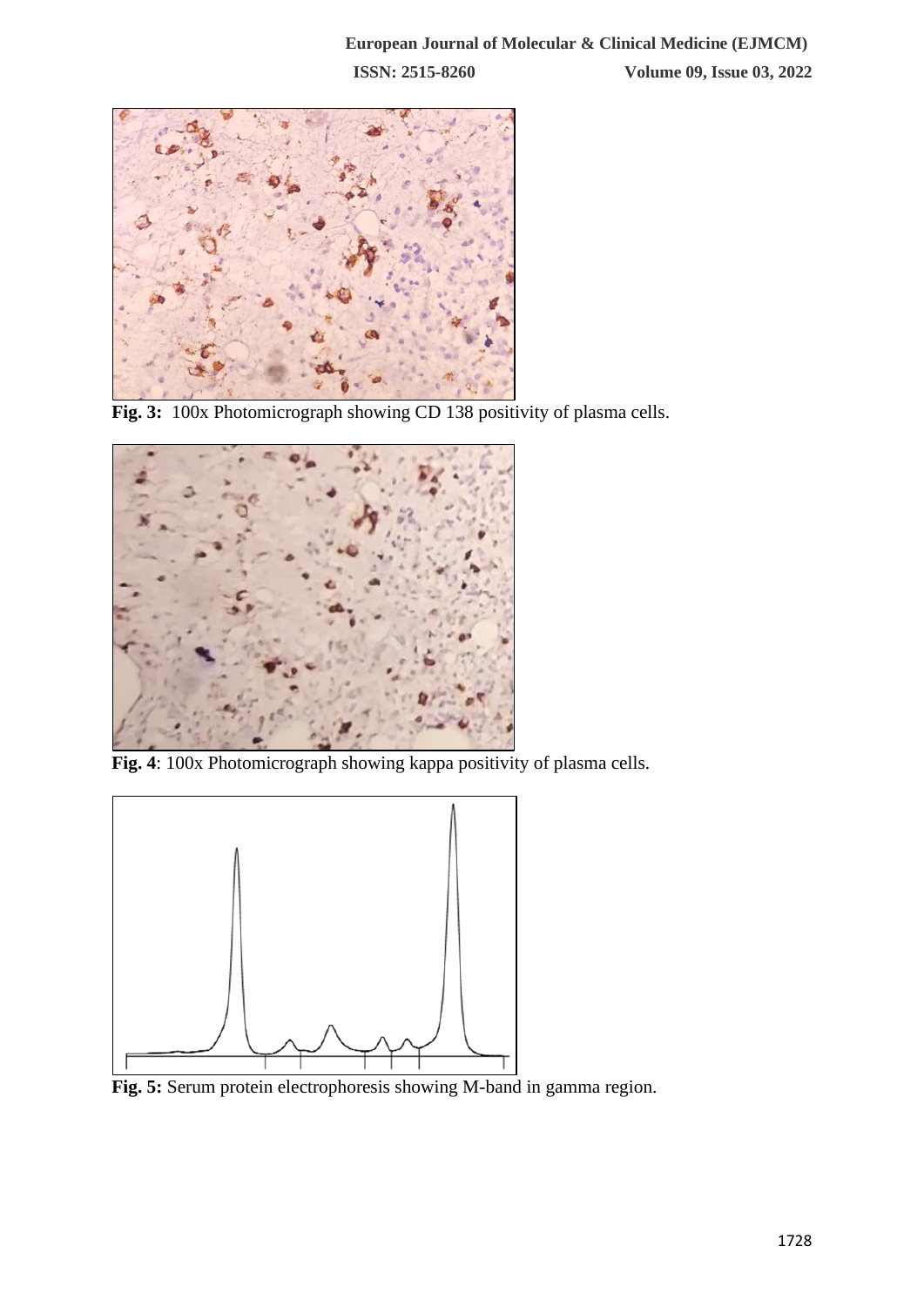**Fig. 3:** 100x Photomicrograph showing CD 138 positivity of plasma cells.

**Fig. 4**: 100x Photomicrograph showing kappa positivity of plasma cells.

**Fig. 5:** Serum protein electrophoresis showing M-band in gamma region.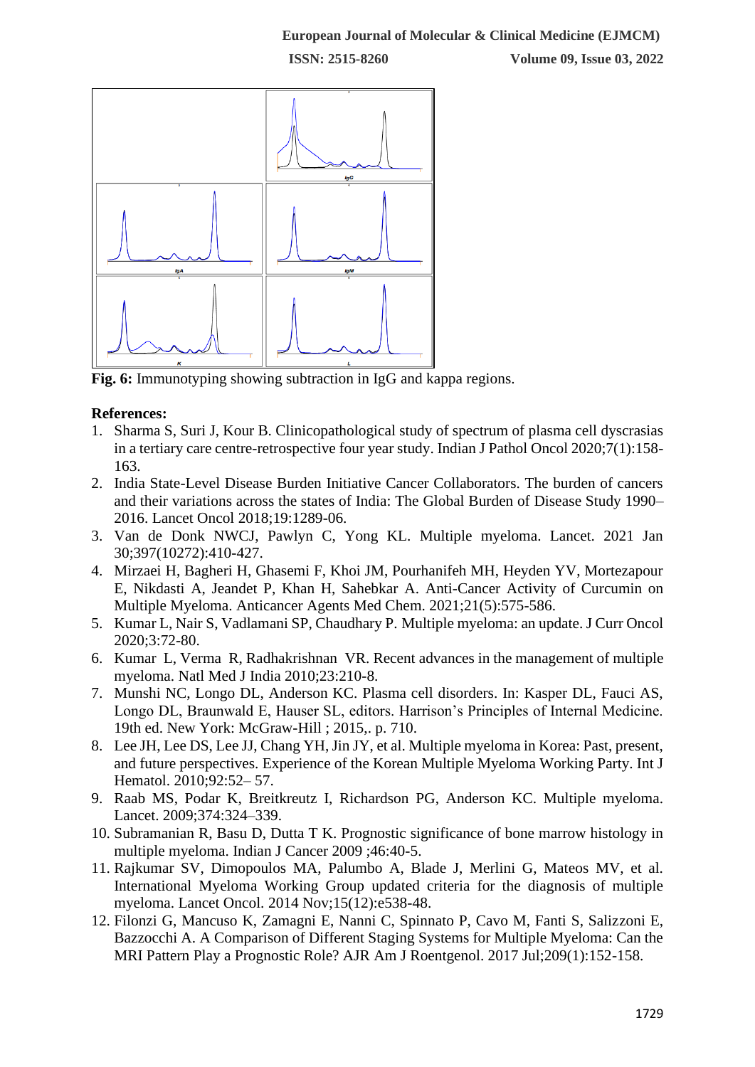**Fig. 6:** Immunotyping showing subtraction in IgG and kappa regions.

**References:**

1. Sharma S, Suri J, Kour B. Clinicopathological study of spectrum of plasma cell dyscrasias in a tertiary care centre-retrospective four year study. Indian J Pathol Oncol 2020;7(1):158-163.
2. India State-Level Disease Burden Initiative Cancer Collaborators. The burden of cancers and their variations across the states of India: The Global Burden of Disease Study 1990–2016. Lancet Oncol 2018;19:1289-06.
3. Van de Donk NWCJ, Pawlyn C, Yong KL. Multiple myeloma. Lancet. 2021 Jan 30;397(10272):410-427.
4. Mirzaei H, Bagheri H, Ghasemi F, Khoi JM, Pourhanifeh MH, Heyden YV, Mortezapour E, Nikdasti A, Jeandet P, Khan H, Sahebkar A. Anti-Cancer Activity of Curcumin on Multiple Myeloma. Anticancer Agents Med Chem. 2021;21(5):575-586.
5. Kumar L, Nair S, Vadlamani SP, Chaudhary P. Multiple myeloma: an update. J Curr Oncol 2020;3:72-80.
6. Kumar L, Verma R, Radhakrishnan VR. Recent advances in the management of multiple myeloma. Natl Med J India 2010;23:210-8.
7. Munshi NC, Longo DL, Anderson KC. Plasma cell disorders. In: Kasper DL, Fauci AS, Longo DL, Braunwald E, Hauser SL, editors. Harrison's Principles of Internal Medicine. 19th ed. New York: McGraw-Hill ; 2015,. p. 710.
8. Lee JH, Lee DS, Lee JJ, Chang YH, Jin JY, et al. Multiple myeloma in Korea: Past, present, and future perspectives. Experience of the Korean Multiple Myeloma Working Party. Int J Hematol. 2010;92:52– 57.
9. Raab MS, Podar K, Breitkreutz I, Richardson PG, Anderson KC. Multiple myeloma. Lancet. 2009;374:324–339.
10. Subramanian R, Basu D, Dutta T K. Prognostic significance of bone marrow histology in multiple myeloma. Indian J Cancer 2009 ;46:40-5.
11. Rajkumar SV, Dimopoulos MA, Palumbo A, Blade J, Merlini G, Mateos MV, et al. International Myeloma Working Group updated criteria for the diagnosis of multiple myeloma. Lancet Oncol. 2014 Nov;15(12):e538-48.
12. Filonzi G, Mancuso K, Zamagni E, Nanni C, Spinnato P, Cavo M, Fanti S, Salizzoni E, Bazzocchi A. A Comparison of Different Staging Systems for Multiple Myeloma: Can the MRI Pattern Play a Prognostic Role? AJR Am J Roentgenol. 2017 Jul;209(1):152-158.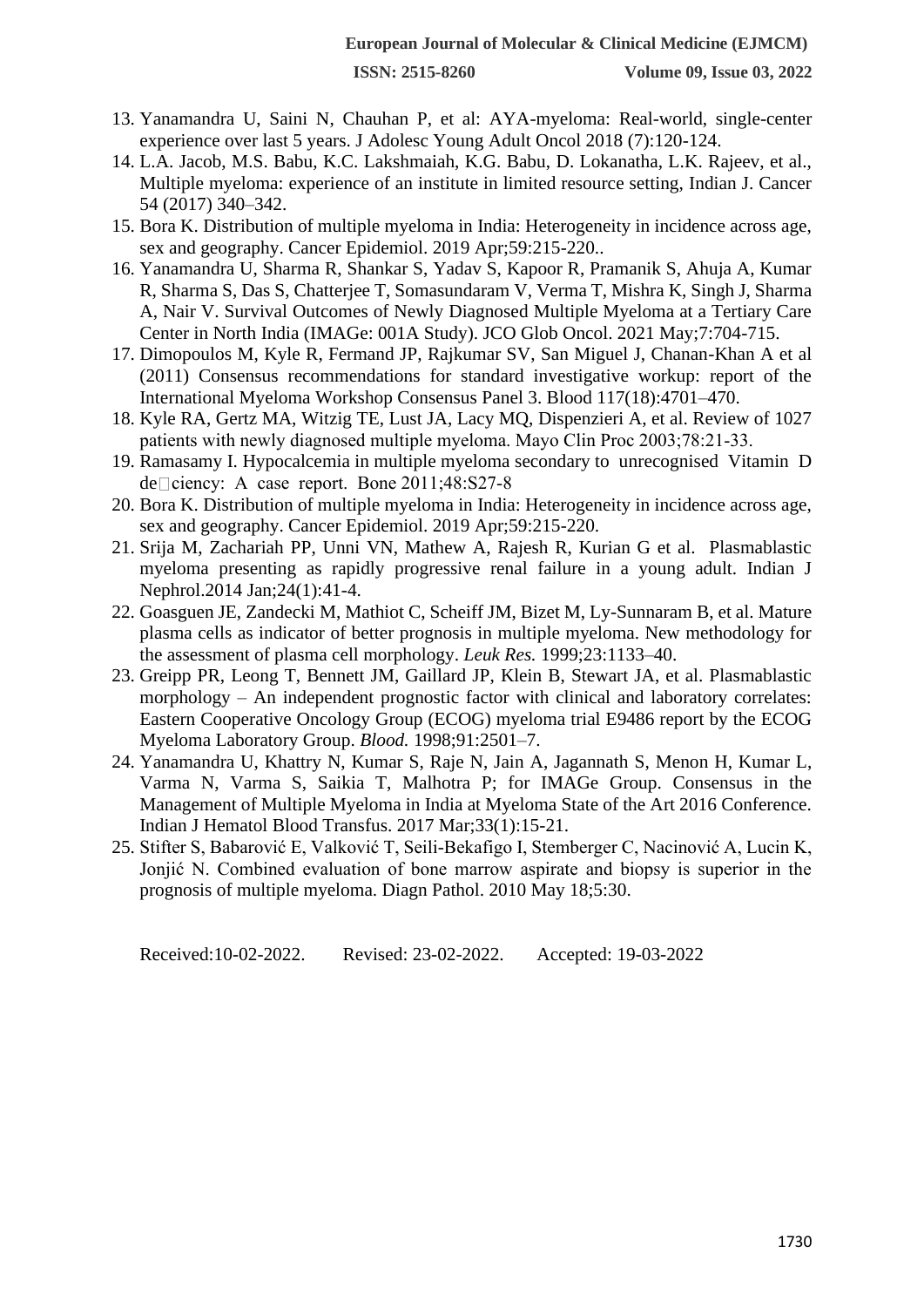13. Yanamandra U, Saini N, Chauhan P, et al: AYA-myeloma: Real-world, single-center experience over last 5 years. J Adolesc Young Adult Oncol 2018 (7):120-124.
14. L.A. Jacob, M.S. Babu, K.C. Lakshmaiah, K.G. Babu, D. Lokanatha, L.K. Rajeev, et al., Multiple myeloma: experience of an institute in limited resource setting, Indian J. Cancer 54 (2017) 340–342.
15. Bora K. Distribution of multiple myeloma in India: Heterogeneity in incidence across age, sex and geography. Cancer Epidemiol. 2019 Apr;59:215-220..
16. Yanamandra U, Sharma R, Shankar S, Yadav S, Kapoor R, Pramanik S, Ahuja A, Kumar R, Sharma S, Das S, Chatterjee T, Somasundaram V, Verma T, Mishra K, Singh J, Sharma A, Nair V. Survival Outcomes of Newly Diagnosed Multiple Myeloma at a Tertiary Care Center in North India (IMAGe: 001A Study). JCO Glob Oncol. 2021 May;7:704-715.
17. Dimopoulos M, Kyle R, Fermand JP, Rajkumar SV, San Miguel J, Chanan-Khan A et al (2011) Consensus recommendations for standard investigative workup: report of the International Myeloma Workshop Consensus Panel 3. Blood 117(18):4701–470.
18. Kyle RA, Gertz MA, Witzig TE, Lust JA, Lacy MQ, Dispenzieri A, et al. Review of 1027 patients with newly diagnosed multiple myeloma. Mayo Clin Proc 2003;78:21-33.
19. Ramasamy I. Hypocalcemia in multiple myeloma secondary to unrecognised Vitamin D de□ciency: A case report. Bone 2011;48:S27-8
20. Bora K. Distribution of multiple myeloma in India: Heterogeneity in incidence across age, sex and geography. Cancer Epidemiol. 2019 Apr;59:215-220.
21. Srija M, Zachariah PP, Unni VN, Mathew A, Rajesh R, Kurian G et al. Plasmablastic myeloma presenting as rapidly progressive renal failure in a young adult. Indian J Nephrol.2014 Jan;24(1):41-4.
22. Goasguen JE, Zandecki M, Mathiot C, Scheiff JM, Bizet M, Ly-Sunnaram B, et al. Mature plasma cells as indicator of better prognosis in multiple myeloma. New methodology for the assessment of plasma cell morphology. *Leuk Res.* 1999;23:1133–40.
23. Greipp PR, Leong T, Bennett JM, Gaillard JP, Klein B, Stewart JA, et al. Plasmablastic morphology – An independent prognostic factor with clinical and laboratory correlates: Eastern Cooperative Oncology Group (ECOG) myeloma trial E9486 report by the ECOG Myeloma Laboratory Group. *Blood.* 1998;91:2501–7.
24. Yanamandra U, Khattry N, Kumar S, Raje N, Jain A, Jagannath S, Menon H, Kumar L, Varma N, Varma S, Saikia T, Malhotra P; for IMAGe Group. Consensus in the Management of Multiple Myeloma in India at Myeloma State of the Art 2016 Conference. Indian J Hematol Blood Transfus. 2017 Mar;33(1):15-21.
25. Stifter S, Babarović E, Valković T, Seili-Bekafigo I, Stemberger C, Nacinović A, Lucin K, Jonjić N. Combined evaluation of bone marrow aspirate and biopsy is superior in the prognosis of multiple myeloma. Diagn Pathol. 2010 May 18;5:30.

Received:10-02-2022. Revised: 23-02-2022. Accepted: 19-03-2022